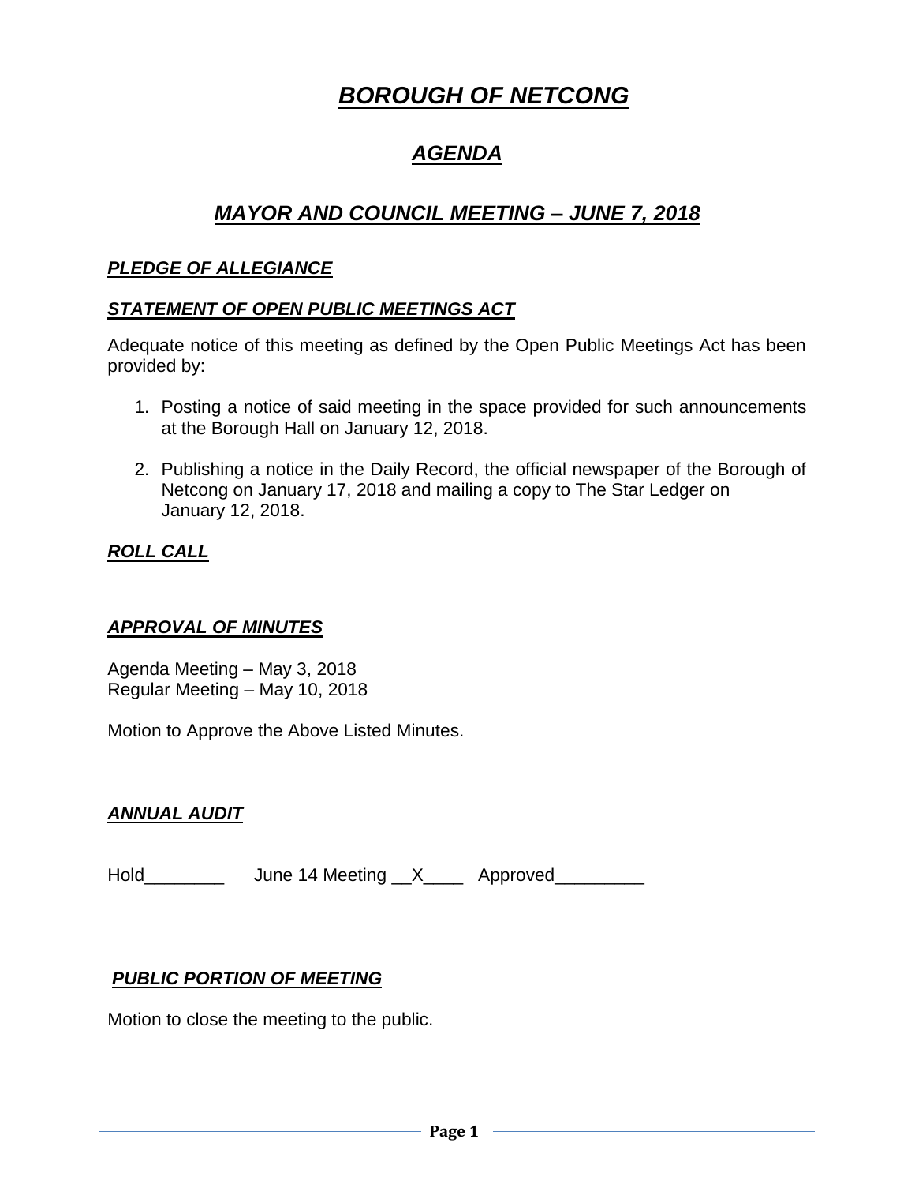# ***BOROUGH OF NETCONG***

## ***AGENDA***

## ***MAYOR AND COUNCIL MEETING – JUNE 7, 2018***

### ***PLEDGE OF ALLEGIANCE***

### ***STATEMENT OF OPEN PUBLIC MEETINGS ACT***

Adequate notice of this meeting as defined by the Open Public Meetings Act has been provided by:

1. Posting a notice of said meeting in the space provided for such announcements at the Borough Hall on January 12, 2018.

2. Publishing a notice in the Daily Record, the official newspaper of the Borough of Netcong on January 17, 2018 and mailing a copy to The Star Ledger on January 12, 2018.

### ***ROLL CALL***

### ***APPROVAL OF MINUTES***

Agenda Meeting – May 3, 2018
Regular Meeting – May 10, 2018

Motion to Approve the Above Listed Minutes.

### ***ANNUAL AUDIT***

Hold________ June 14 Meeting __X____ Approved_________

### ***PUBLIC PORTION OF MEETING***

Motion to close the meeting to the public.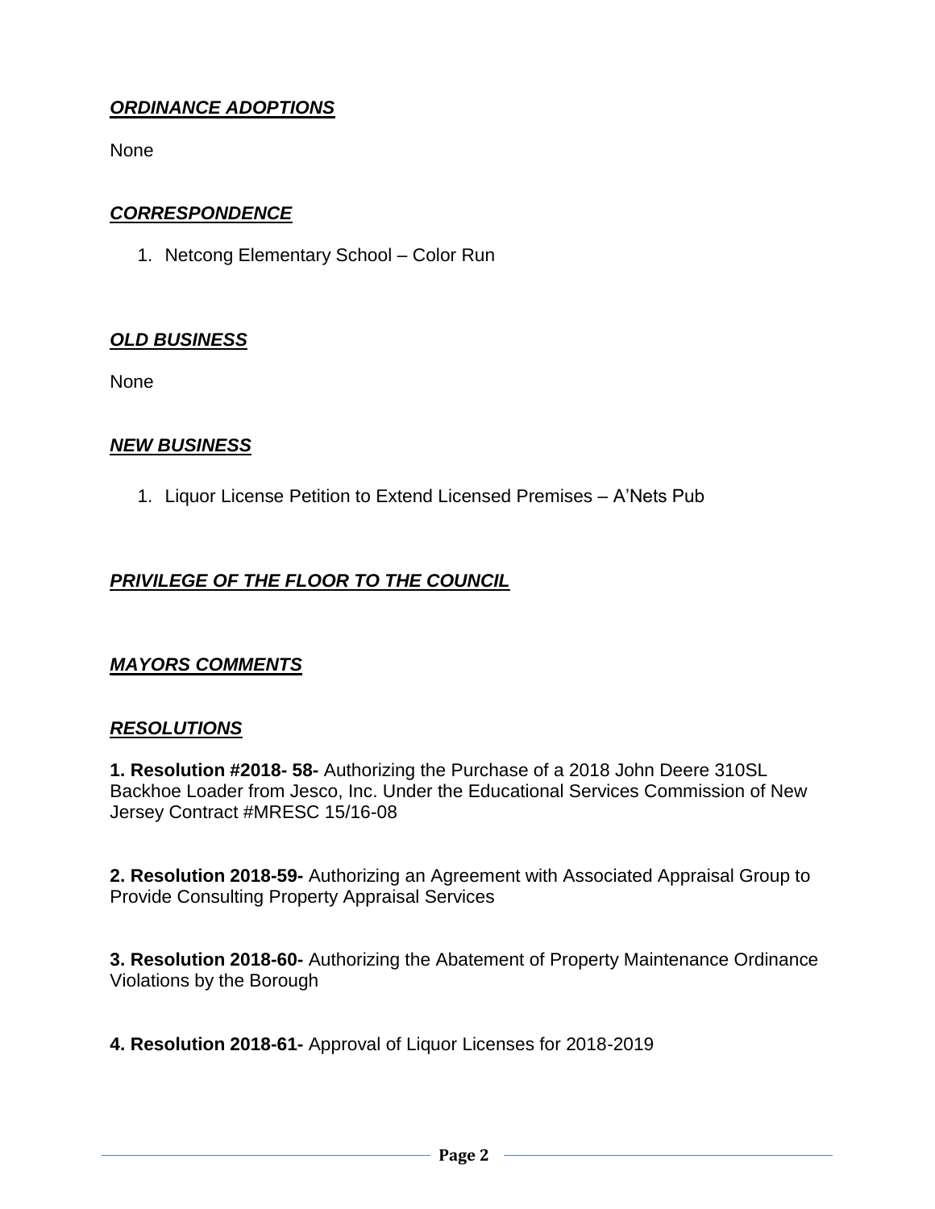## ***ORDINANCE ADOPTIONS***

None

## ***CORRESPONDENCE***

1. Netcong Elementary School – Color Run

## ***OLD BUSINESS***

None

## ***NEW BUSINESS***

1. Liquor License Petition to Extend Licensed Premises – A'Nets Pub

## ***PRIVILEGE OF THE FLOOR TO THE COUNCIL***

## ***MAYORS COMMENTS***

## ***RESOLUTIONS***

**1. Resolution #2018- 58-** Authorizing the Purchase of a 2018 John Deere 310SL Backhoe Loader from Jesco, Inc. Under the Educational Services Commission of New Jersey Contract #MRESC 15/16-08

**2. Resolution 2018-59-** Authorizing an Agreement with Associated Appraisal Group to Provide Consulting Property Appraisal Services

**3. Resolution 2018-60-** Authorizing the Abatement of Property Maintenance Ordinance Violations by the Borough

**4. Resolution 2018-61-** Approval of Liquor Licenses for 2018-2019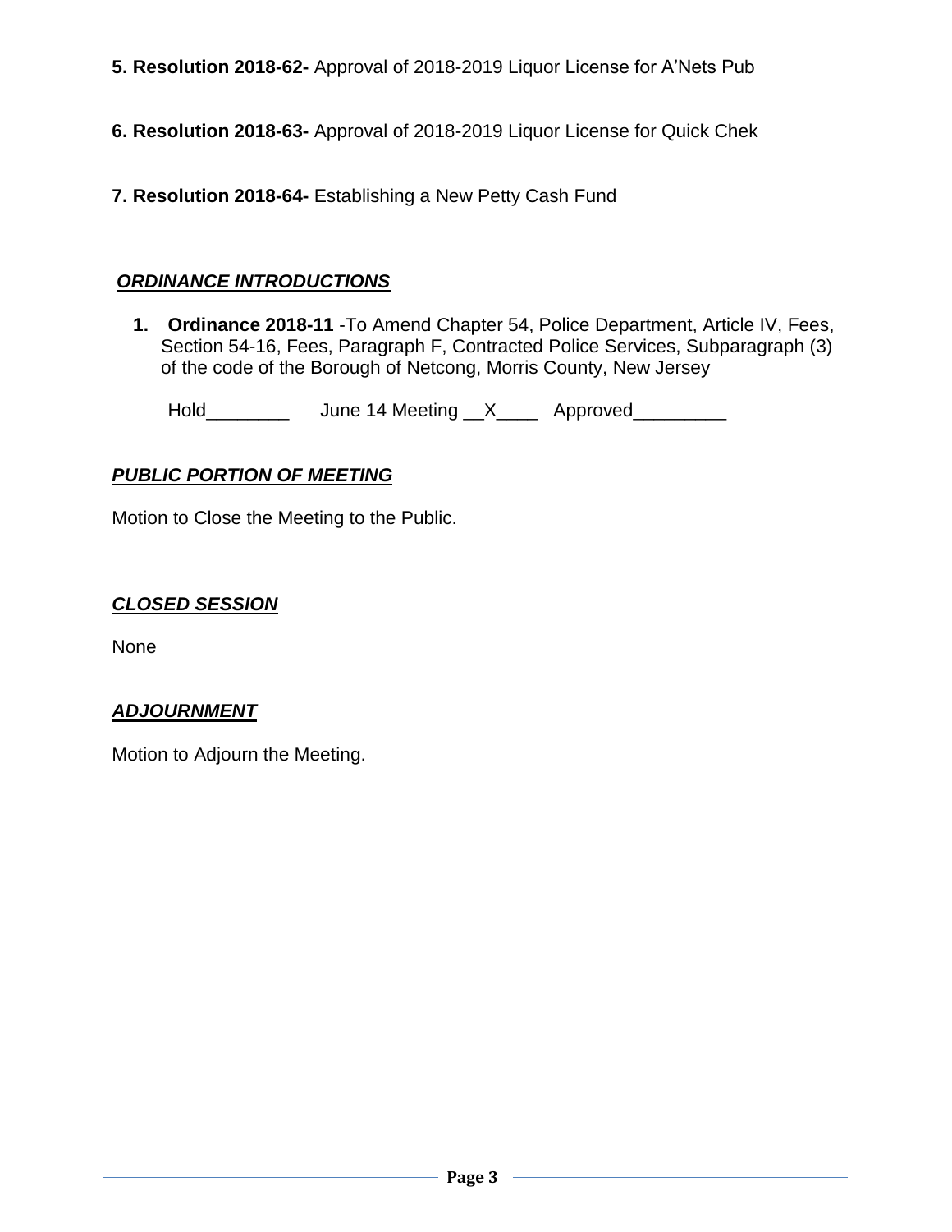**5. Resolution 2018-62-** Approval of 2018-2019 Liquor License for A'Nets Pub

**6. Resolution 2018-63-** Approval of 2018-2019 Liquor License for Quick Chek

**7. Resolution 2018-64-** Establishing a New Petty Cash Fund

***ORDINANCE INTRODUCTIONS***

1. **Ordinance 2018-11** -To Amend Chapter 54, Police Department, Article IV, Fees, Section 54-16, Fees, Paragraph F, Contracted Police Services, Subparagraph (3) of the code of the Borough of Netcong, Morris County, New Jersey

   Hold________ June 14 Meeting __X____ Approved_________

***PUBLIC PORTION OF MEETING***

Motion to Close the Meeting to the Public.

***CLOSED SESSION***

None

***ADJOURNMENT***

Motion to Adjourn the Meeting.